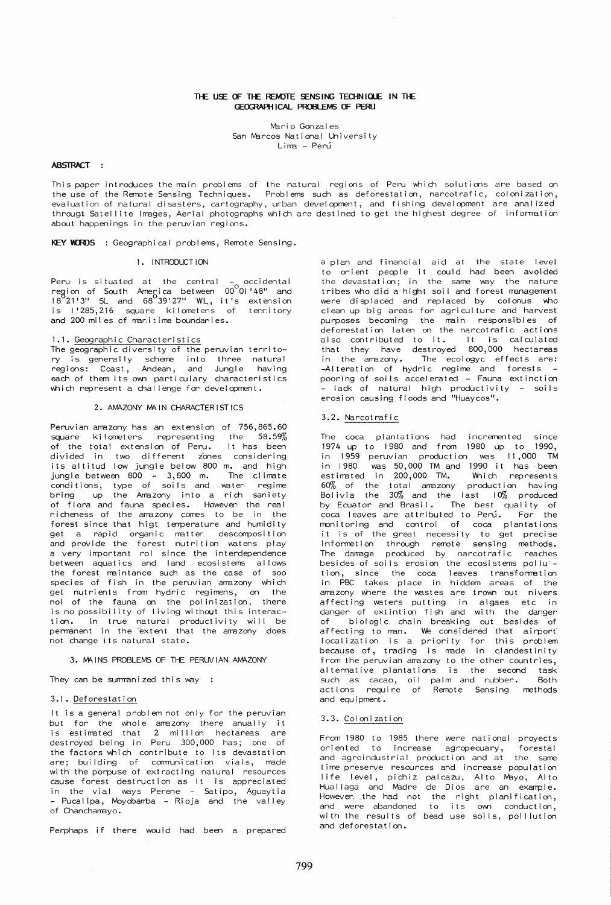# THE USE OF THE REMOTE SENSING TECHNIQUE IN THE GEOGRAPHICAL PROBLEMS OF PERU

Mario Gonzales
San Marcos National University
Lima - Perú

**ABSTRACT :**

This paper introduces the main problems of the natural regions of Peru which solutions are based on the use of the Remote Sensing Techniques. Problems such as deforestation, narcotrafic, colonization, evaluation of natural disasters, cartography, urban development, and fishing development are analized througt Satellite Images, Aerial photographs which are destined to get the highest degree of information about happenings in the peruvian regions.

**KEY WORDS** : Geographical problems, Remote Sensing.

## 1. INTRODUCTION

Peru is situated at the central - occidental region of South America between 00°01'48" and 18°21'3" SL and 68°39'27" WL, it's extension is 1'285,216 square kilometers of territory and 200 miles of maritime boundaries.

### 1.1. Geographic Characteristics

The geographic diversity of the peruvian territory is generally scheme into three natural regions: Coast, Andean, and Jungle having each of them its own particulary characteristics which represent a challenge for development.

## 2. AMAZONY MAIN CHARACTERISTICS

Peruvian amazony has an extension of 756,865.60 square kilometers representing the 58.59% of the total extension of Peru. It has been divided in two different zones considering its altitud low jungle below 800 m. and high jungle between 800 - 3,800 m. The climate conditions, type of soils and water regime bring up the Amazony into a rich saniety of flora and fauna species. However the real richeness of the amazony comes to be in the forest since that higt temperature and humidity get a rapid organic matter descomposition and provide the forest nutrition waters play a very important rol since the interdependence between aquatics and land ecosistems allows the forest maintance such as the case of soo species of fish in the peruvian amazony which get nutrients from hydric regimens, on the nol of the fauna on the polinization, there is no possibility of living without this interaction. In true natural productivity will be permanent in the extent that the amazony does not change its natural state.

## 3. MAINS PROBLEMS OF THE PERUVIAN AMAZONY

They can be summanized this way :

### 3.1. Deforestation

It is a general problem not only for the peruvian but for the whole amazony there anually it is estimated that 2 million hectareas are destroyed being in Peru 300,000 has; one of the factors which contribute to its devastation are; building of communication vials, made with the porpuse of extracting natural resources cause forest destruction as it is appreciated in the vial ways Perene - Satipo, Aguaytia - Pucallpa, Moyobamba - Rioja and the valley of Chanchamayo.

Perphaps if there would had been a prepared a plan and financial aid at the state level to orient people it could had been avoided the devastation; in the same way the nature tribes who did a hight soil and forest management were displaced and replaced by colonus who clean up big areas for agriculture and harvest purposes becoming the main responsibles of deforestation laten on the narcotrafic actions also contributed to it. It is calculated that they have destroyed 800,000 hectareas in the amazony. The ecologyc effects are: -Alteration of hydric regime and forests - pooring of soils accelerated - Fauna extinction - lack of natural high productivity - soils erosion causing floods and "Huaycos".

### 3.2. Narcotrafic

The coca plantations had incremented since 1974 up to 1980 and from 1980 up to 1990, in 1959 peruvian production was 11,000 TM in 1980 was 50,000 TM and 1990 it has been estimated in 200,000 TM. Which represents 60% of the total amazony production having Bolivia the 30% and the last 10% produced by Ecuator and Brasil. The best quality of coca leaves are attributed to Perú. For the monitoring and control of coca plantations it is of the great necessity to get precise information through remote sensing methods. The damage produced by narcotrafic reaches besides of soils erosion the ecosistems pollution, since the coca leaves transformation in PBC takes place in hiddem areas of the amazony where the wastes are trown out nivers affecting waters putting in algaes etc in danger of extintion fish and with the danger of biologic chain breaking out besides of affecting to man. We considered that airport localization is a priority for this problem because of, trading is made in clandestinity from the peruvian amazony to the other countries, alternative plantations is the second task such as cacao, oil palm and rubber. Both actions require of Remote Sensing methods and equipment.

### 3.3. Colonization

From 1980 to 1985 there were national proyects oriented to increase agropecuary, forestal and agroindustrial production and at the same time preserve resources and increase population life level, pichiz palcazu, Alto Mayo, Alto Huallaga and Madre de Dios are an example. However the had not the right planification, and were abandoned to its own conduction, with the results of bead use soils, pollution and deforestation.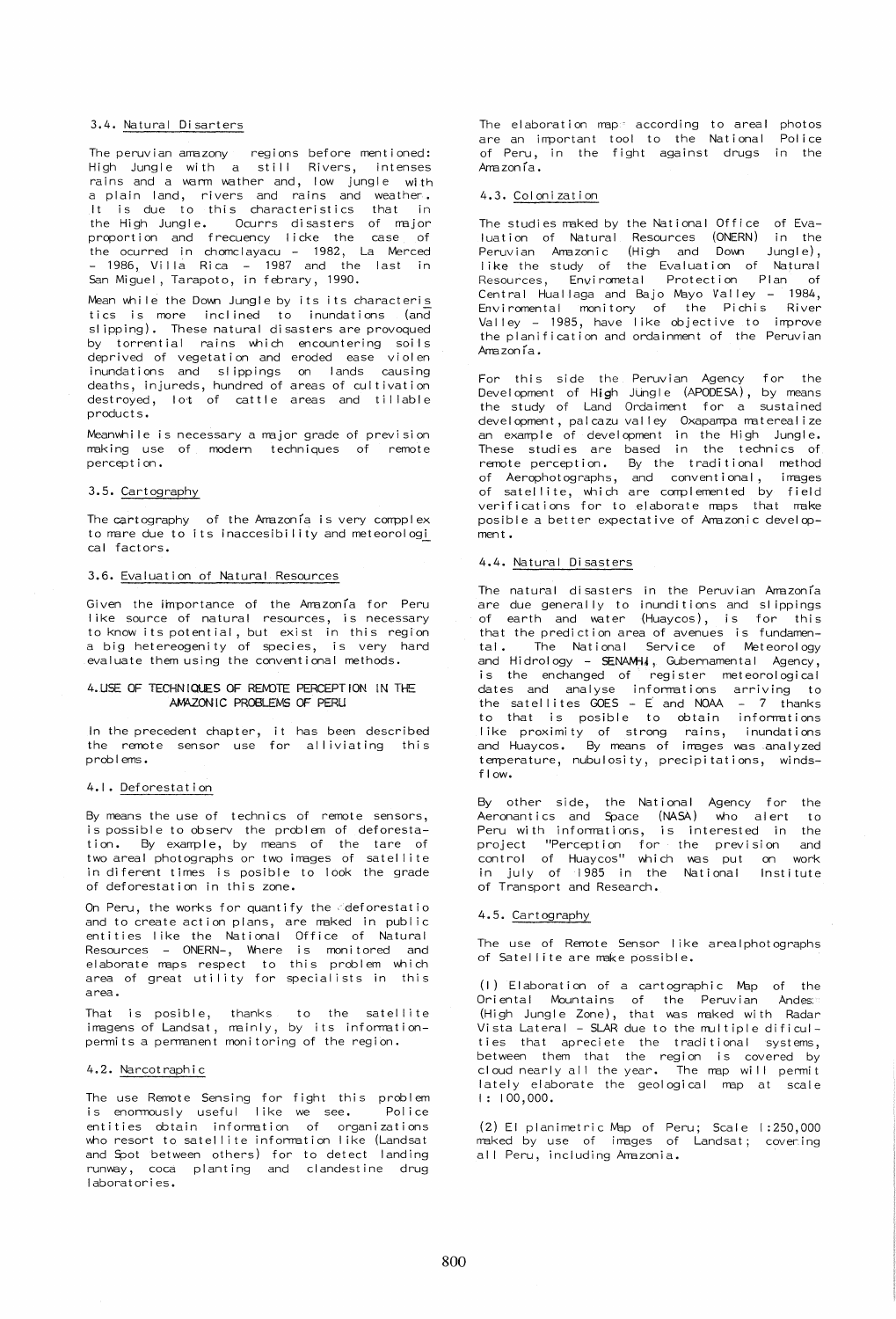### 3.4. Natural Disarters

The peruvian amazony regions before mentioned: High Jungle with a still Rivers, intenses rains and a warm wather and, low jungle with a plain land, rivers and rains and weather. It is due to this characteristics that in the High Jungle. Ocurrs disasters of major proportion and frecuency licke the case of the ocurred in chomclayacu - 1982, La Merced - 1986, Villa Rica - 1987 and the last in San Miguel, Tarapoto, in febrary, 1990.

Mean while the Down Jungle by its its characteristics is more inclined to inundations (and slipping). These natural disasters are provoqued by torrential rains which encountering soils deprived of vegetation and eroded ease violen inundations and slippings on lands causing deaths, injureds, hundred of areas of cultivation destroyed, lot of cattle areas and tillable products.

Meanwhile is necessary a major grade of prevision making use of modern techniques of remote perception.

### 3.5. Cartography

The cartography of the Amazonía is very compplex to mare due to its inaccesibility and meteorological factors.

### 3.6. Evaluation of Natural Resources

Given the importance of the Amazonía for Peru like source of natural resources, is necessary to know its potential, but exist in this region a big hetereogenity of species, is very hard evaluate them using the conventional methods.

## 4. USE OF TECHNIQUES OF REMOTE PERCEPTION IN THE AMAZONIC PROBLEMS OF PERU

In the precedent chapter, it has been described the remote sensor use for alliviating this problems.

### 4.1. Deforestation

By means the use of technics of remote sensors, is possible to observ the problem of deforestation. By example, by means of the tare of two areal photographs or two images of satellite in diferent times is posible to look the grade of deforestation in this zone.

On Peru, the works for quantify the deforestatio and to create action plans, are maked in public entities like the National Office of Natural Resources - ONERN-, Where is monitored and elaborate maps respect to this problem which area of great utility for specialists in this area.

That is posible, thanks to the satellite imagens of Landsat, mainly, by its information-permits a permanent monitoring of the region.

### 4.2. Narcotraphic

The use Remote Sensing for fight this problem is enormously useful like we see. Police entities obtain information of organizations who resort to satellite information like (Landsat and Spot between others) for to detect landing runway, coca planting and clandestine drug laboratories.

The elaboration map according to areal photos are an important tool to the National Police of Peru, in the fight against drugs in the Amazonía.

### 4.3. Colonization

The studies maked by the National Office of Evaluation of Natural Resources (ONERN) in the Peruvian Amazonic (High and Down Jungle), like the study of the Evaluation of Natural Resources, Environmetal Protection Plan of Central Huallaga and Bajo Mayo Valley - 1984, Enviromental monitory of the Pichis River Valley - 1985, have like objective to improve the planification and ordainment of the Peruvian Amazonía.

For this side the Peruvian Agency for the Development of High Jungle (APODESA), by means the study of Land Ordaiment for a sustained development, palcazu valley Oxapampa matearealize an example of development in the High Jungle. These studies are based in the technics of remote perception. By the traditional method of Aerophotographs, and conventional, images of satellite, which are complemented by field verifications for to elaborate maps that make posible a better expectative of Amazonic development.

### 4.4. Natural Disasters

The natural disasters in the Peruvian Amazonía are due generally to inunditions and slippings of earth and water (Huaycos), is for this that the prediction area of avenues is fundamental. The National Service of Meteorology and Hidrology - SENAMHI, Gubernamental Agency, is the enchanged of register meteorological dates and analyse informations arriving to the satellites GOES - E and NOAA - 7 thanks to that is posible to obtain informations like proximity of strong rains, inundations and Huaycos. By means of images was analyzed temperature, nubulosity, precipitations, windsflow.

By other side, the National Agency for the Aeronantics and Space (NASA) who alert to Peru with informations, is interested in the project "Perception for the prevision and control of Huaycos" which was put on work in july of 1985 in the National Institute of Transport and Research.

### 4.5. Cartography

The use of Remote Sensor like arealphotographs of Satellite are make possible.

(1) Elaboration of a cartographic Map of the Oriental Mountains of the Peruvian Andes (High Jungle Zone), that was maked with Radar Vista Lateral - SLAR due to the multiple dificulties that apreciete the traditional systems, between them that the region is covered by cloud nearly all the year. The map will permit lately elaborate the geological map at scale 1: 100,000.

(2) El planimetric Map of Peru; Scale 1:250,000 maked by use of images of Landsat; covering all Peru, including Amazonia.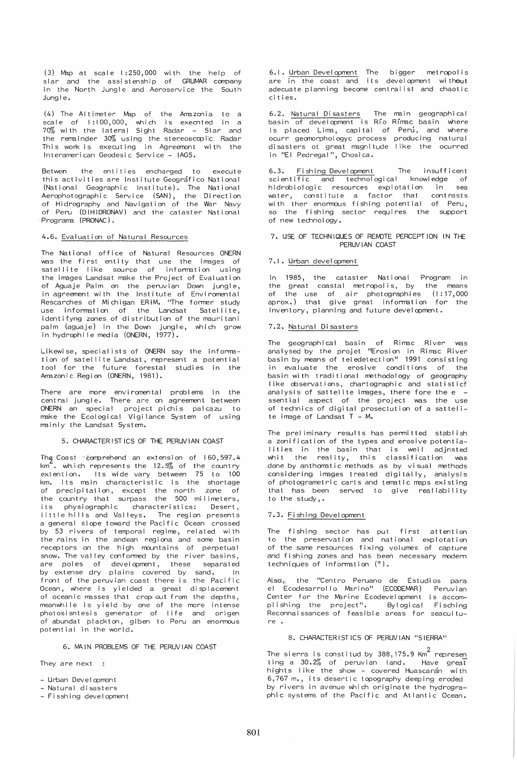(3) Map at scale 1:250,000 with the help of slar and the assistenship of GRUMAR company in the North Jungle and Aeroservice the South Jungle.

(4) The Altimeter Map of the Amazonia to a scale of 1:100,000, which is execnted in a 70% with the lateral Sight Radar - Slar and the remainder 30% using the stereoscopic Radar This work is executing in Agreemont with the Interamerican Geodesic Service - IAGS.

Betwen the entities encharged to execute this activities are Institute Geográfico National (National Geographic Institute). The National Aerophotographic Service (SAN), the Direction of Hidrography and Navigation of the War Navy of Peru (DIHIDRONAV) and the cataster National Programa (PRONAC).

### 4.6. Evaluation of Natural Resources

The National office of Natural Resources ONERN was the first entity that use the images of satellite like source of information using the images Landsat make the Project of Evaluation of Aguaje Palm on the peruvian Down jungle, in agreement with the Institute of Enviromental Rescarches of Michigan ERIM. "The former study use information of the Landsat Satellite, identifyng zones of distribution of the mauritani palm (aguaje) in the Down jungle, which grow in hydrophile media (ONERN, 1977).

Likewise, specialists of ONERN say the information of satellite Landsat, represent a potential tool for the future forestal studies in the Amazonic Region (ONERN, 1981).

There are more enviromental problems in the central jungle. There are on agreement between ONERN an special project pichis palcazu to make the Ecological Vigilance System of using mainly the Landsat System.

## 5. CHARACTERISTICS OF THE PERUVIAN COAST

The Coast comprehend an extension of 160,597.4 km$^2$. which represents the 12.5% of the country extention. Its wide vary between 75 to 100 km. its main characteristic is the shortage of precipitation, except the north zone of the country that surpass the 500 milimeters, its physiographic characteristics: Desert, little hills and Valleys. The region presents a general slope toward the Pacific Ocean crossed by 53 rivers of temporal regime, related with the rains in the andean regiona and some basin receptors on the high mountains of perpetual snow. The valley conformed by the river basins, are poles of development, these separated by extense dry plains covered by sand. In front of the peruvian coast there is the Pacific Ocean, where is yielded a great displacement of oceanic masses that crop out from the depths, meanwhile is yield by one of the more intense photosisntesis generator of life and origen of abundat plackton, giben to Peru an enormous potential in the world.

## 6. MAIN PROBLEMS OF THE PERUVIAN COAST

They are next :

- Urban Develop mont
- Natural disasters
- Fisshing development

6.1. Urban Development The bigger metropolis are in the coast and its development without adecuate planning become centralist and chaotic cities.

6.2. Natural Disasters The main geographical basin of development is Río Rímac basin where is placed Lima, capital of Perú, and where ocurr geomorphologyc process producing natural disasters ot great magnitude like the ocurred in "El Pedregal", Chosica.

6.3. Fishing Development The insufficent scientific and technological knowledge of hidrobiologic resources explotation in sea water, constitute a factor that contrasts with ther enormous fishing potential of Peru, so the fishing sector requires the support of new technology.

## 7. USE OF TECHNIQUES OF REMOTE PERCEPTION IN THE PERUVIAN COAST

### 7.1. Urban development

In 1985, the cataster National Program in the great coastal metropolis, by the means of the use of air photographies (1:17,000 aprox.) that give great information for the inventory, planning and future development.

### 7.2. Natural Disasters

The geographical basin of Rimac River was analysed by the projet "Erosion in Rimac River basin by means of teledetection" 1991 consisting in evaluate the erosive conditions of the basin with traditional methodology of geography like observations, chartographic and statisticf analysis of sattelite images, there fore the e - ssential aspect of the project was the use of technics of digital prosectution of a sattelite image of Landsat T - M.

The preliminary results has permitted stablish a zonification of the types and erosive potentialities in the basin that is well adjnsted whit the reality, this classification was done by anthomatic methods as by visual methods considering images treated digitally, analysis of photogrametric carts and tematic maps existing that has been served to give realiability to the study,.

### 7.3. Fishing Development

The fishing sector has put first attention to the preservation and national explotation of the same resources fixing volumes of capture and fishing zones and has been necessary modern techniques of information (*).

Also, the "Centro Peruano de Estudios para el Ecodesarrollo Marino" (ECODEMAR) Peruvian Center for the Marine Ecodevelopment is accomplishing the project". Bylogical Fisching Reconnaissances of feasible areas for seaculture .

## 8. CHARACTERISTICS OF PERUVIAN "SIERRA"

The sierra is constitud by 388,175.9 Km$^2$ representing a 30.2% of peruvian land. Have great hights like the show - covered Huascarán with 6,767 m., its desertic topography deeping eroded by rivers in avenue which originate the hydrographic systems of the Pacific and Atlantic Ocean.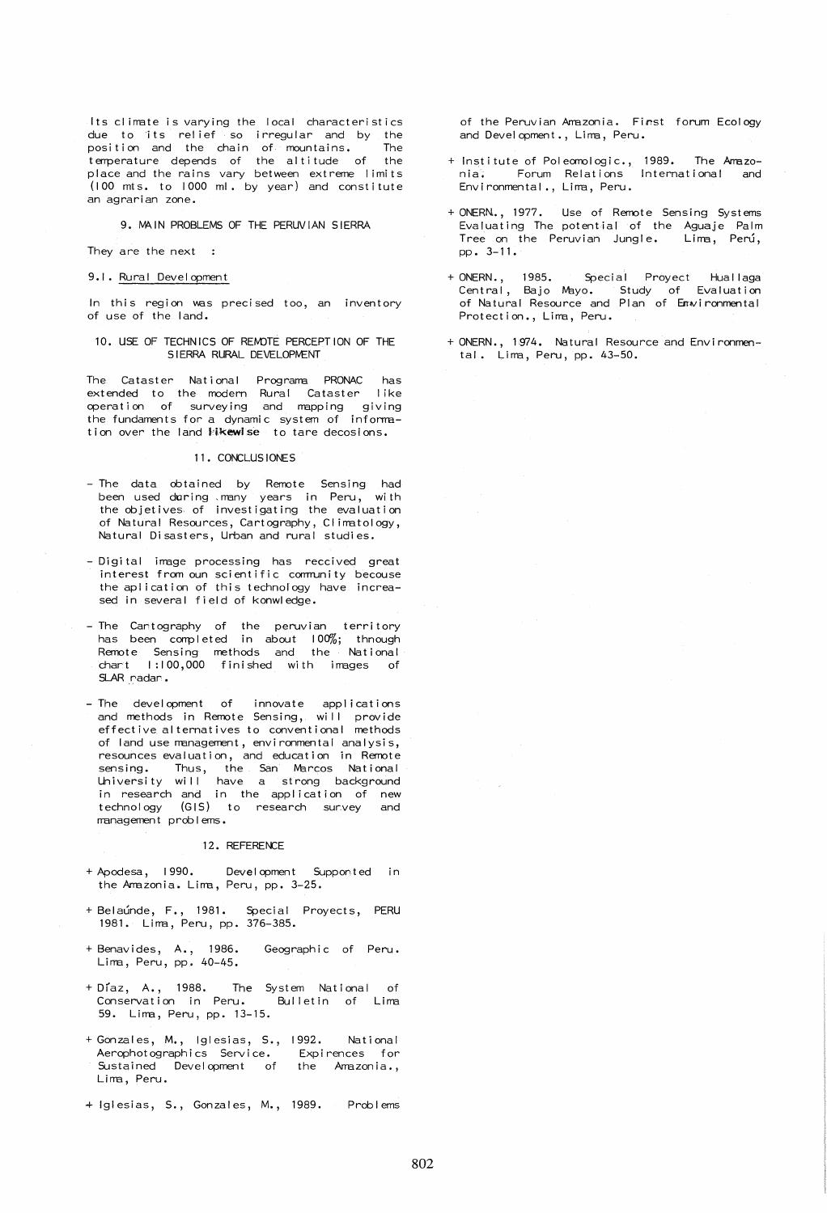Its climate is varying the local characteristics due to its relief so irregular and by the position and the chain of mountains. The temperature depends of the altitude of the place and the rains vary between extreme limits (100 mts. to 1000 ml. by year) and constitute an agrarian zone.

## 9. MAIN PROBLEMS OF THE PERUVIAN SIERRA

They are the next :

### 9.1. Rural Development

In this region was precised too, an inventory of use of the land.

## 10. USE OF TECHNICS OF REMOTE PERCEPTION OF THE SIERRA RURAL DEVELOPMENT

The Catastér National Programa PRONAC has extended to the modern Rural Catastér like operation of surveying and mapping giving the fundaments for a dynamic system of information over the land likewise to tare decosions.

## 11. CONCLUSIONES

- The data obtained by Remote Sensing had been used during many years in Peru, with the objetives of investigating the evaluation of Natural Resources, Cartography, Climatology, Natural Disasters, Urban and rural studies.

- Digital image processing has reccived great interest from oun scientific community becouse the aplication of this technology have increased in several field of konwledge.

- The Cartography of the peruvian territory has been completed in about 100%; through Remote Sensing methods and the National chart 1:100,000 finished with images of SLAR radar.

- The development of innovate applications and methods in Remote Sensing, will provide effective alternatives to conventional methods of land use management, environmental analysis, resounces evaluation, and education in Remote sensing. Thus, the San Marcos National University will have a strong background in research and in the application of new technology (GIS) to research survey and management problems.

## 12. REFERENCE

+ Apodesa, 1990. Development Supported in the Amazonia. Lima, Peru, pp. 3-25.

+ Belaúnde, F., 1981. Special Proyects, PERU 1981. Lima, Peru, pp. 376-385.

+ Benavides, A., 1986. Geographic of Peru. Lima, Peru, pp. 40-45.

+ Díaz, A., 1988. The System National of Conservation in Peru. Bulletin of Lima 59. Lima, Peru, pp. 13-15.

+ Gonzales, M., Iglesias, S., 1992. National Aerophotographics Service. Expirences for Sustained Development of the Amazonia., Lima, Peru.

+ Iglesias, S., Gonzales, M., 1989. Problems of the Peruvian Amazonia. First forum Ecology and Development., Lima, Peru.

+ Institute of Poleomologic., 1989. The Amazonia. Forum Relations International and Environmental., Lima, Peru.

+ ONERN., 1977. Use of Remote Sensing Systems Evaluating The potential of the Aguaje Palm Tree on the Peruvian Jungle. Lima, Perú, pp. 3-11.

+ ONERN., 1985. Special Proyect Huallaga Central, Bajo Mayo. Study of Evaluation of Natural Resource and Plan of Environmental Protection., Lima, Peru.

+ ONERN., 1974. Natural Resource and Environmental. Lima, Peru, pp. 43-50.